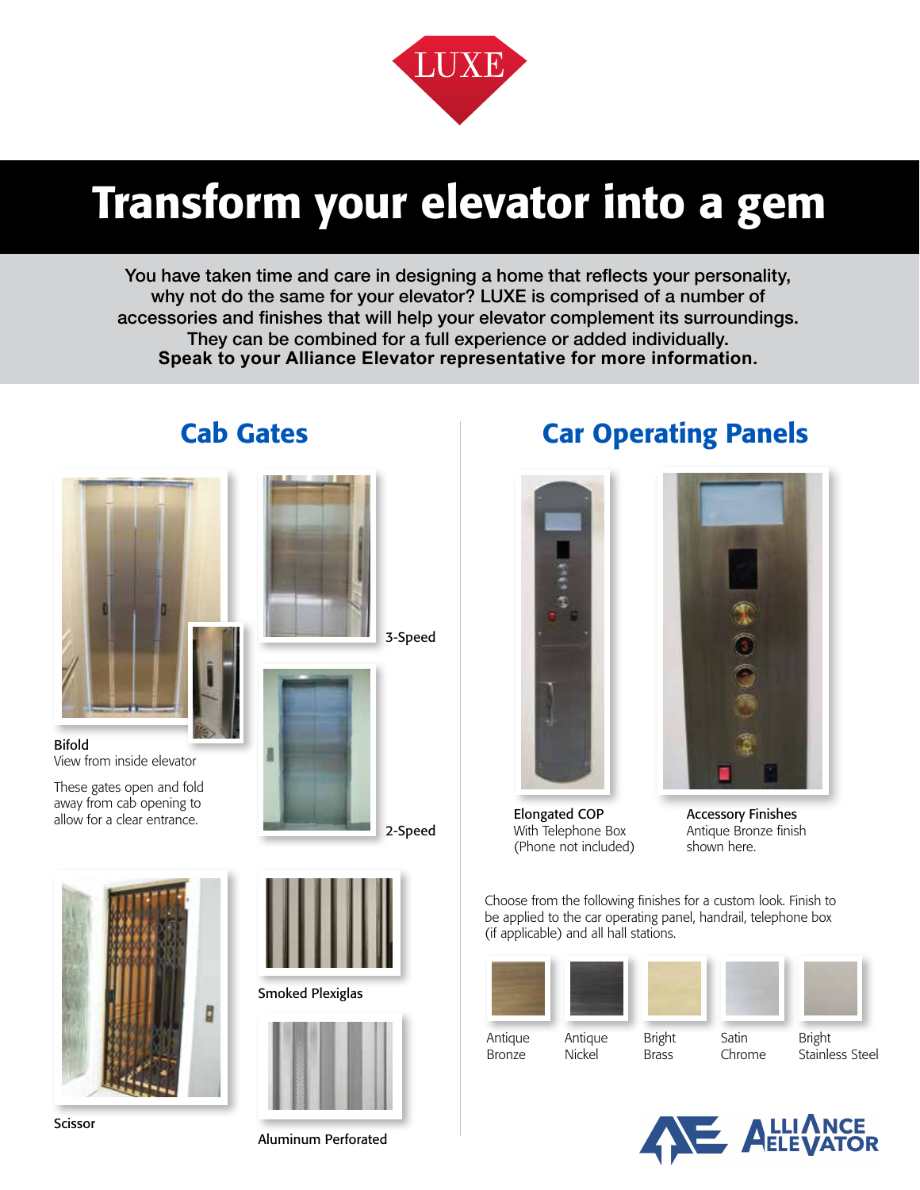LUXE

# Transform your elevator into a gem

You have taken time and care in designing a home that reflects your personality, why not do the same for your elevator? LUXE is comprised of a number of accessories and finishes that will help your elevator complement its surroundings. They can be combined for a full experience or added individually.
**Speak to your Alliance Elevator representative for more information.**

## Cab Gates

Bifold
View from inside elevator

These gates open and fold away from cab opening to allow for a clear entrance.

3-Speed

2-Speed

Scissor

Smoked Plexiglas

Aluminum Perforated

## Car Operating Panels

Elongated COP
With Telephone Box
(Phone not included)

Accessory Finishes
Antique Bronze finish shown here.

Choose from the following finishes for a custom look. Finish to be applied to the car operating panel, handrail, telephone box (if applicable) and all hall stations.

- Antique Bronze
- Antique Nickel
- Bright Brass
- Satin Chrome
- Bright Stainless Steel

ALLIANCE ELEVATOR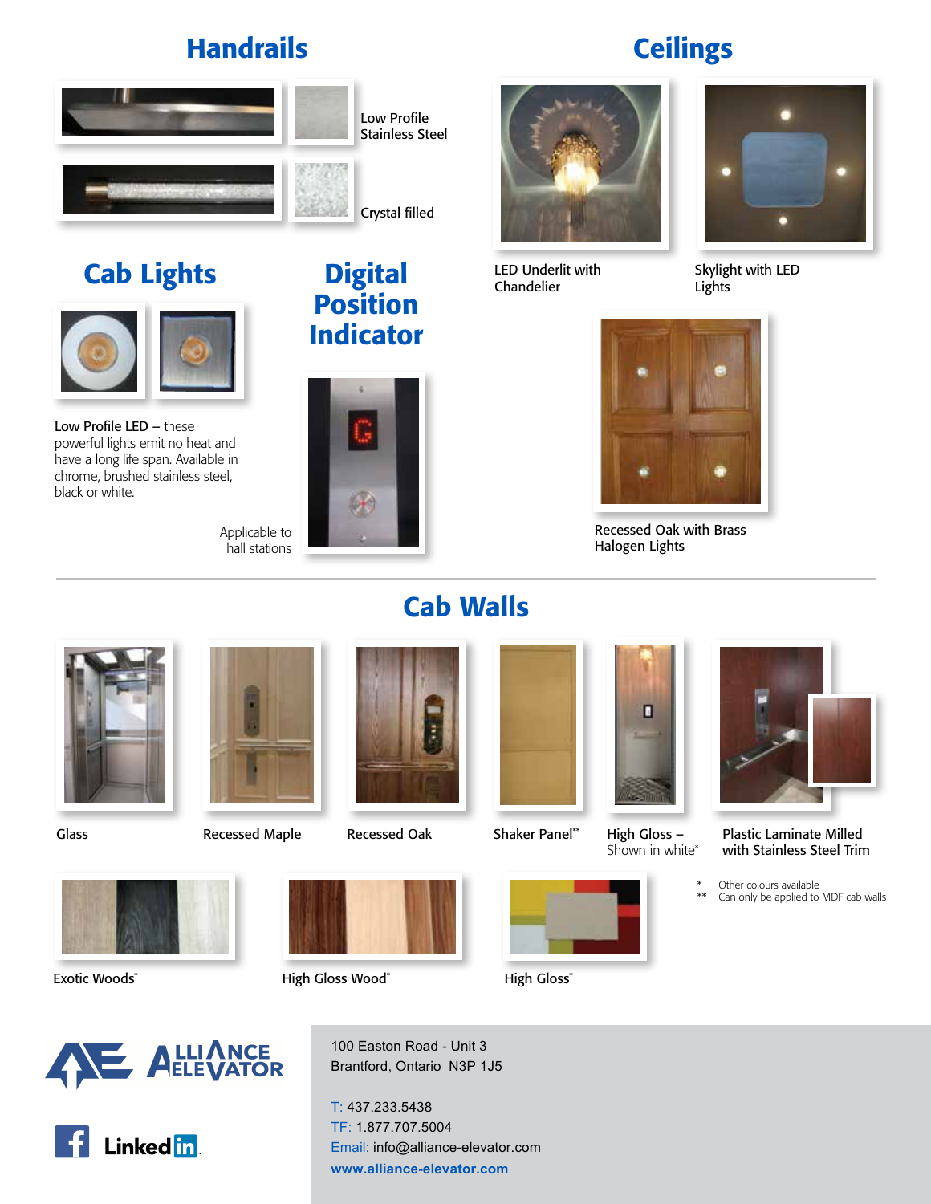## Handrails

Low Profile Stainless Steel

Crystal filled

## Cab Lights

Low Profile LED – these powerful lights emit no heat and have a long life span. Available in chrome, brushed stainless steel, black or white.

## Digital Position Indicator

Applicable to hall stations

## Ceilings

LED Underlit with Chandelier

Skylight with LED Lights

Recessed Oak with Brass Halogen Lights

## Cab Walls

Glass

Recessed Maple

Recessed Oak

Shaker Panel**

High Gloss – Shown in white*

Plastic Laminate Milled with Stainless Steel Trim

Exotic Woods*

High Gloss Wood*

High Gloss*

\* Other colours available
** Can only be applied to MDF cab walls

ALLIANCE ELEVATOR

Linked in

100 Easton Road - Unit 3
Brantford, Ontario N3P 1J5

T: 437.233.5438
TF: 1.877.707.5004
Email: info@alliance-elevator.com
**www.alliance-elevator.com**